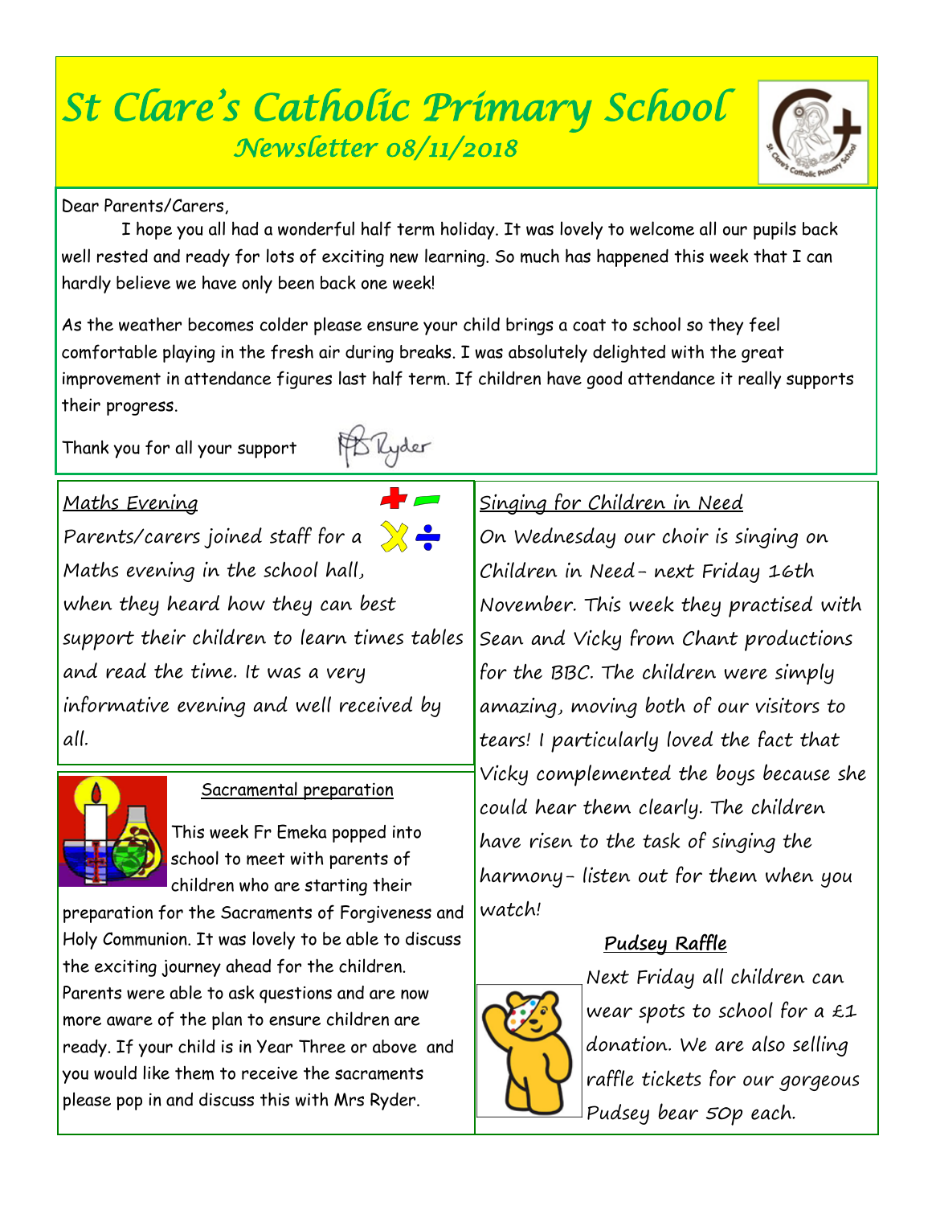# St Clare's Catholic Primary School

## Newsletter 08/11/2018

Dear Parents/Carers,

I hope you all had a wonderful half term holiday. It was lovely to welcome all our pupils back well rested and ready for lots of exciting new learning. So much has happened this week that I can hardly believe we have only been back one week!

As the weather becomes colder please ensure your child brings a coat to school so they feel comfortable playing in the fresh air during breaks. I was absolutely delighted with the great improvement in attendance figures last half term. If children have good attendance it really supports their progress.

Thank you for all your support

### Maths Evening

Parents/carers joined staff for a Maths evening in the school hall, when they heard how they can best support their children to learn times tables and read the time. It was a very informative evening and well received by all.

### Sacramental preparation

This week Fr Emeka popped into school to meet with parents of children who are starting their preparation for the Sacraments of Forgiveness and Holy Communion. It was lovely to be able to discuss the exciting journey ahead for the children. Parents were able to ask questions and are now more aware of the plan to ensure children are ready. If your child is in Year Three or above and you would like them to receive the sacraments please pop in and discuss this with Mrs Ryder.

### Singing for Children in Need

On Wednesday our choir is singing on Children in Need- next Friday 16th November. This week they practised with Sean and Vicky from Chant productions for the BBC. The children were simply amazing, moving both of our visitors to tears! I particularly loved the fact that Vicky complemented the boys because she could hear them clearly. The children have risen to the task of singing the harmony- listen out for them when you watch!

### Pudsey Raffle

Next Friday all children can wear spots to school for a £1 donation. We are also selling raffle tickets for our gorgeous Pudsey bear 50p each.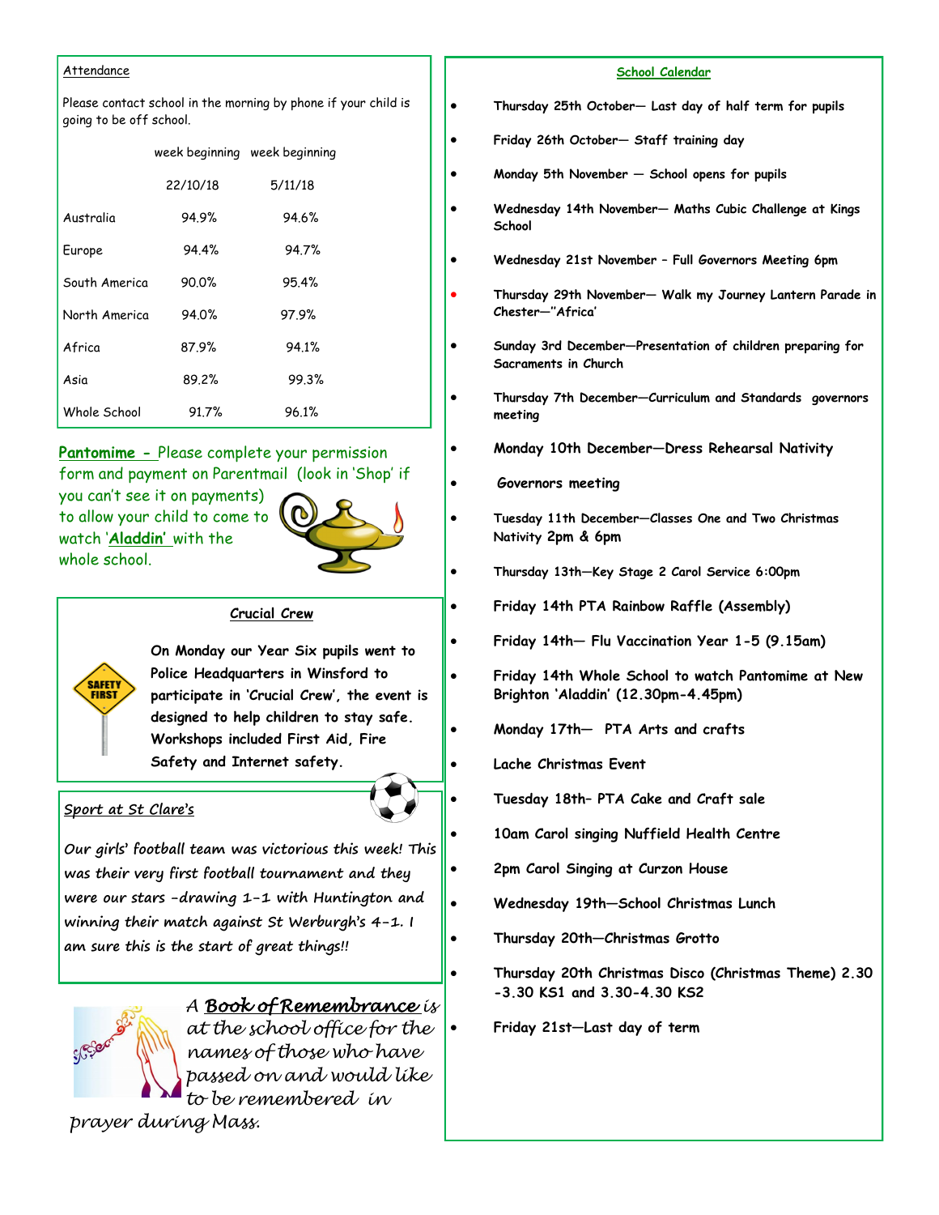## Attendance

Please contact school in the morning by phone if your child is going to be off school.

| | week beginning 22/10/18 | week beginning 5/11/18 |
|---|---|---|
| Australia | 94.9% | 94.6% |
| Europe | 94.4% | 94.7% |
| South America | 90.0% | 95.4% |
| North America | 94.0% | 97.9% |
| Africa | 87.9% | 94.1% |
| Asia | 89.2% | 99.3% |
| Whole School | 91.7% | 96.1% |

**Pantomime -** Please complete your permission form and payment on Parentmail (look in 'Shop' if you can't see it on payments) to allow your child to come to watch '**Aladdin'** with the whole school.

## Crucial Crew

On Monday our Year Six pupils went to Police Headquarters in Winsford to participate in 'Crucial Crew', the event is designed to help children to stay safe. Workshops included First Aid, Fire Safety and Internet safety.

## *Sport at St Clare's*

*Our girls' football team was victorious this week! This was their very first football tournament and they were our stars -drawing 1-1 with Huntington and winning their match against St Werburgh's 4-1. I am sure this is the start of great things!!*

*A **Book of Remembrance** is at the school office for the names of those who have passed on and would like to be remembered in prayer during Mass.*

## School Calendar

- Thursday 25th October— Last day of half term for pupils
- Friday 26th October— Staff training day
- Monday 5th November — School opens for pupils
- Wednesday 14th November— Maths Cubic Challenge at Kings School
- Wednesday 21st November – Full Governors Meeting 6pm
- Thursday 29th November— Walk my Journey Lantern Parade in Chester—"Africa'
- Sunday 3rd December—Presentation of children preparing for Sacraments in Church
- Thursday 7th December—Curriculum and Standards governors meeting
- Monday 10th December—Dress Rehearsal Nativity
- Governors meeting
- Tuesday 11th December—Classes One and Two Christmas Nativity 2pm & 6pm
- Thursday 13th—Key Stage 2 Carol Service 6:00pm
- Friday 14th PTA Rainbow Raffle (Assembly)
- Friday 14th— Flu Vaccination Year 1-5 (9.15am)
- Friday 14th Whole School to watch Pantomime at New Brighton 'Aladdin' (12.30pm-4.45pm)
- Monday 17th— PTA Arts and crafts
- Lache Christmas Event
- Tuesday 18th– PTA Cake and Craft sale
- 10am Carol singing Nuffield Health Centre
- 2pm Carol Singing at Curzon House
- Wednesday 19th—School Christmas Lunch
- Thursday 20th—Christmas Grotto
- Thursday 20th Christmas Disco (Christmas Theme) 2.30 -3.30 KS1 and 3.30-4.30 KS2
- Friday 21st—Last day of term